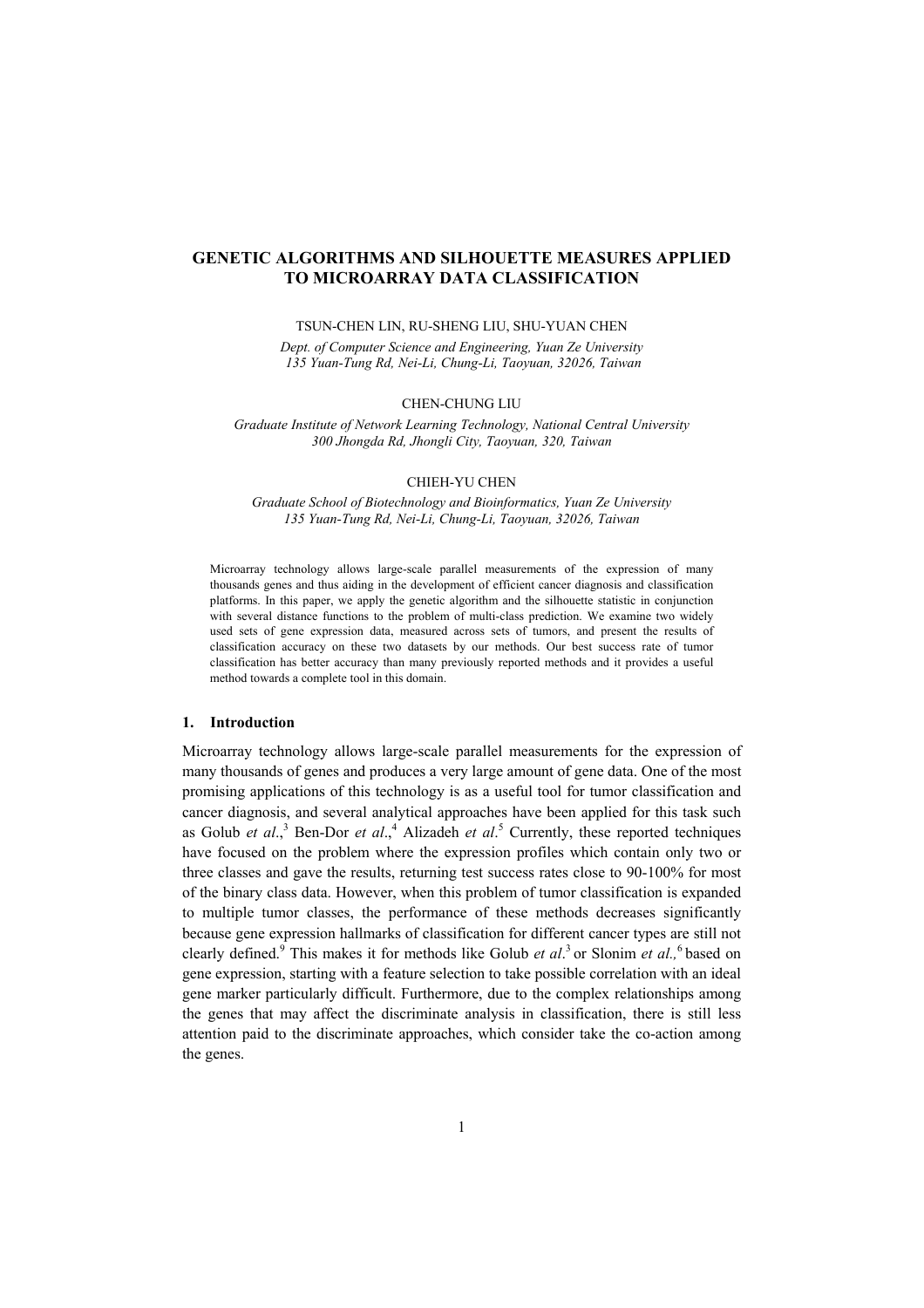# GENETIC ALGORITHMS AND SILHOUETTE MEASURES APPLIED TO MICROARRAY DATA CLASSIFICATION

TSUN-CHEN LIN, RU-SHENG LIU, SHU-YUAN CHEN

*Dept. of Computer Science and Engineering, Yuan Ze University*
*135 Yuan-Tung Rd, Nei-Li, Chung-Li, Taoyuan, 32026, Taiwan*

CHEN-CHUNG LIU

*Graduate Institute of Network Learning Technology, National Central University*
*300 Jhongda Rd, Jhongli City, Taoyuan, 320, Taiwan*

CHIEH-YU CHEN

*Graduate School of Biotechnology and Bioinformatics, Yuan Ze University*
*135 Yuan-Tung Rd, Nei-Li, Chung-Li, Taoyuan, 32026, Taiwan*

Microarray technology allows large-scale parallel measurements of the expression of many thousands genes and thus aiding in the development of efficient cancer diagnosis and classification platforms. In this paper, we apply the genetic algorithm and the silhouette statistic in conjunction with several distance functions to the problem of multi-class prediction. We examine two widely used sets of gene expression data, measured across sets of tumors, and present the results of classification accuracy on these two datasets by our methods. Our best success rate of tumor classification has better accuracy than many previously reported methods and it provides a useful method towards a complete tool in this domain.

## 1. Introduction

Microarray technology allows large-scale parallel measurements for the expression of many thousands of genes and produces a very large amount of gene data. One of the most promising applications of this technology is as a useful tool for tumor classification and cancer diagnosis, and several analytical approaches have been applied for this task such as Golub *et al*.,[3] Ben-Dor *et al*.,[4] Alizadeh *et al*.[5] Currently, these reported techniques have focused on the problem where the expression profiles which contain only two or three classes and gave the results, returning test success rates close to 90-100% for most of the binary class data. However, when this problem of tumor classification is expanded to multiple tumor classes, the performance of these methods decreases significantly because gene expression hallmarks of classification for different cancer types are still not clearly defined.[9] This makes it for methods like Golub *et al*.[3] or Slonim *et al.,*[6] based on gene expression, starting with a feature selection to take possible correlation with an ideal gene marker particularly difficult. Furthermore, due to the complex relationships among the genes that may affect the discriminate analysis in classification, there is still less attention paid to the discriminate approaches, which consider take the co-action among the genes.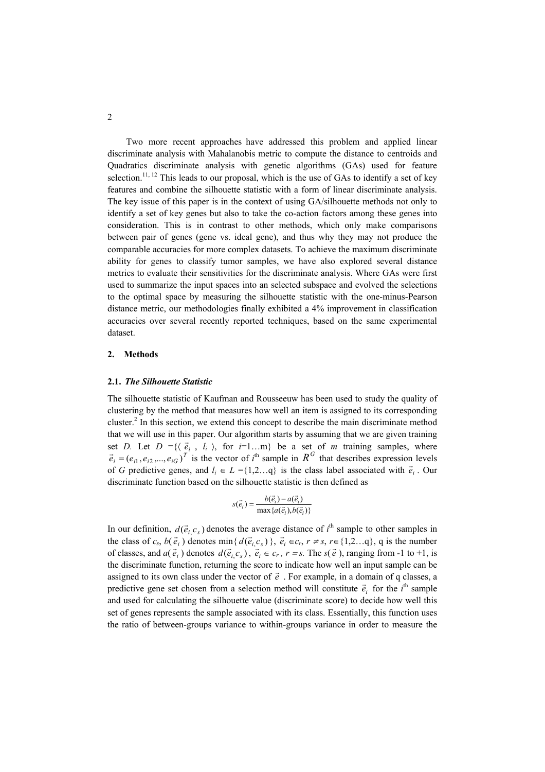Two more recent approaches have addressed this problem and applied linear discriminate analysis with Mahalanobis metric to compute the distance to centroids and Quadratics discriminate analysis with genetic algorithms (GAs) used for feature selection.[11, 12] This leads to our proposal, which is the use of GAs to identify a set of key features and combine the silhouette statistic with a form of linear discriminate analysis. The key issue of this paper is in the context of using GA/silhouette methods not only to identify a set of key genes but also to take the co-action factors among these genes into consideration. This is in contrast to other methods, which only make comparisons between pair of genes (gene vs. ideal gene), and thus why they may not produce the comparable accuracies for more complex datasets. To achieve the maximum discriminate ability for genes to classify tumor samples, we have also explored several distance metrics to evaluate their sensitivities for the discriminate analysis. Where GAs were first used to summarize the input spaces into an selected subspace and evolved the selections to the optimal space by measuring the silhouette statistic with the one-minus-Pearson distance metric, our methodologies finally exhibited a 4% improvement in classification accuracies over several recently reported techniques, based on the same experimental dataset.

## 2. Methods

### 2.1. *The Silhouette Statistic*

The silhouette statistic of Kaufman and Rousseeuw has been used to study the quality of clustering by the method that measures how well an item is assigned to its corresponding cluster.[2] In this section, we extend this concept to describe the main discriminate method that we will use in this paper. Our algorithm starts by assuming that we are given training set *D*. Let $D = \{\langle \vec{e}_i, l_i \rangle$, for $i=1 \ldots m\}$ be a set of *m* training samples, where $\vec{e}_i = (e_{i1}, e_{i2}, \ldots, e_{iG})^T$ is the vector of $i^{\text{th}}$ sample in $R^G$ that describes expression levels of *G* predictive genes, and $l_i \in L = \{1,2 \ldots q\}$ is the class label associated with $\vec{e}_i$. Our discriminate function based on the silhouette statistic is then defined as

$$s(\vec{e}_i) = \frac{b(\vec{e}_i) - a(\vec{e}_i)}{\max\{a(\vec{e}_i), b(\vec{e}_i)\}}$$

In our definition, $d(\vec{e}_i, c_s)$ denotes the average distance of $i^{\text{th}}$ sample to other samples in the class of $c_s$, $b(\vec{e}_i)$ denotes $\min\{ d(\vec{e}_i, c_s) \}$, $\vec{e}_i \in c_r$, $r \neq s$, $r \in \{1,2 \ldots q\}$, q is the number of classes, and $a(\vec{e}_i)$ denotes $d(\vec{e}_i, c_s)$, $\vec{e}_i \in c_r$, $r = s$. The $s(\vec{e})$, ranging from -1 to +1, is the discriminate function, returning the score to indicate how well an input sample can be assigned to its own class under the vector of $\vec{e}$. For example, in a domain of q classes, a predictive gene set chosen from a selection method will constitute $\vec{e}_i$ for the $i^{\text{th}}$ sample and used for calculating the silhouette value (discriminate score) to decide how well this set of genes represents the sample associated with its class. Essentially, this function uses the ratio of between-groups variance to within-groups variance in order to measure the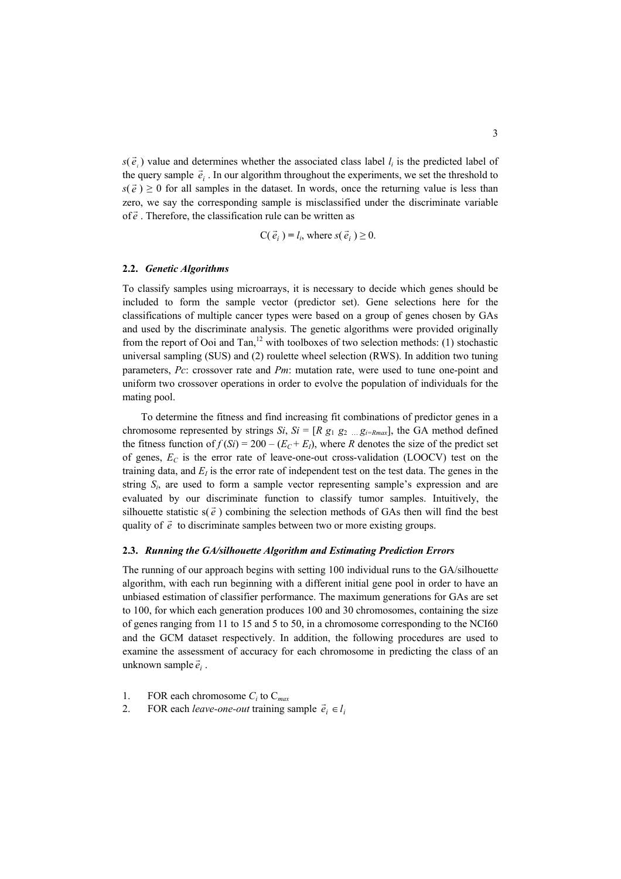$s(\vec{e}_i)$ value and determines whether the associated class label $l_i$ is the predicted label of the query sample $\vec{e}_i$. In our algorithm throughout the experiments, we set the threshold to $s(\vec{e}) \geq 0$ for all samples in the dataset. In words, once the returning value is less than zero, we say the corresponding sample is misclassified under the discriminate variable of $\vec{e}$. Therefore, the classification rule can be written as

$$\mathrm{C}(\vec{e}_i) = l_i, \text{ where } s(\vec{e}_i) \geq 0.$$

### 2.2. *Genetic Algorithms*

To classify samples using microarrays, it is necessary to decide which genes should be included to form the sample vector (predictor set). Gene selections here for the classifications of multiple cancer types were based on a group of genes chosen by GAs and used by the discriminate analysis. The genetic algorithms were provided originally from the report of Ooi and Tan,[12] with toolboxes of two selection methods: (1) stochastic universal sampling (SUS) and (2) roulette wheel selection (RWS). In addition two tuning parameters, *Pc*: crossover rate and *Pm*: mutation rate, were used to tune one-point and uniform two crossover operations in order to evolve the population of individuals for the mating pool.

To determine the fitness and find increasing fit combinations of predictor genes in a chromosome represented by strings $Si$, $Si = [R\ g_1\ g_2\ \ldots g_{i=Rmax}]$, the GA method defined the fitness function of $f(Si) = 200 - (E_C + E_I)$, where $R$ denotes the size of the predict set of genes, $E_C$ is the error rate of leave-one-out cross-validation (LOOCV) test on the training data, and $E_I$ is the error rate of independent test on the test data. The genes in the string $S_i$, are used to form a sample vector representing sample's expression and are evaluated by our discriminate function to classify tumor samples. Intuitively, the silhouette statistic $s(\vec{e})$ combining the selection methods of GAs then will find the best quality of $\vec{e}$ to discriminate samples between two or more existing groups.

### 2.3. *Running the GA/silhouette Algorithm and Estimating Prediction Errors*

The running of our approach begins with setting 100 individual runs to the GA/silhouette algorithm, with each run beginning with a different initial gene pool in order to have an unbiased estimation of classifier performance. The maximum generations for GAs are set to 100, for which each generation produces 100 and 30 chromosomes, containing the size of genes ranging from 11 to 15 and 5 to 50, in a chromosome corresponding to the NCI60 and the GCM dataset respectively. In addition, the following procedures are used to examine the assessment of accuracy for each chromosome in predicting the class of an unknown sample $\vec{e}_i$.

1. FOR each chromosome $C_i$ to $C_{max}$
2. FOR each *leave-one-out* training sample $\vec{e}_i \in l_i$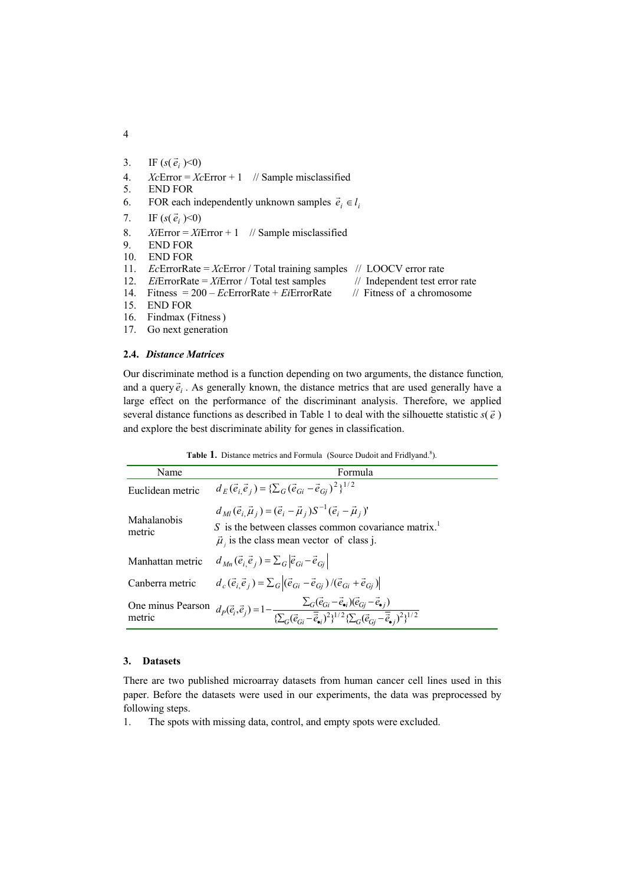3. IF ($s(\vec{e}_i)$<0)
4. *Xc*Error = *Xc*Error + 1 // Sample misclassified
5. END FOR
6. FOR each independently unknown samples $\vec{e}_i \in l_i$
7. IF ($s(\vec{e}_i)$<0)
8. *Xi*Error = *Xi*Error + 1 // Sample misclassified
9. END FOR
10. END FOR
11. *Ec*ErrorRate = *Xc*Error / Total training samples // LOOCV error rate
12. *Ei*ErrorRate = *Xi*Error / Total test samples // Independent test error rate
14. Fitness = 200 – *Ec*ErrorRate + *Ei*ErrorRate // Fitness of a chromosome
15. END FOR
16. Findmax (Fitness )
17. Go next generation

### 2.4. *Distance Matrices*

Our discriminate method is a function depending on two arguments, the distance function, and a query $\vec{e}_i$. As generally known, the distance metrics that are used generally have a large effect on the performance of the discriminant analysis. Therefore, we applied several distance functions as described in Table 1 to deal with the silhouette statistic $s(\vec{e})$ and explore the best discriminate ability for genes in classification.

**Table 1.** Distance metrics and Formula (Source Dudoit and Fridlyand.[8]).

| Name | Formula |
|---|---|
| Euclidean metric | $d_E(\vec{e}_i, \vec{e}_j) = \{\sum_G (\vec{e}_{Gi} - \vec{e}_{Gj})^2\}^{1/2}$ |
| Mahalanobis metric | $d_{Ml}(\vec{e}_i, \vec{\mu}_j) = (\vec{e}_i - \vec{\mu}_j) S^{-1} (\vec{e}_i - \vec{\mu}_j)'$ <br> $S$ is the between classes common covariance matrix.[1] <br> $\vec{\mu}_j$ is the class mean vector of class j. |
| Manhattan metric | $d_{Mn}(\vec{e}_i, \vec{e}_j) = \sum_G \left\|\vec{e}_{Gi} - \vec{e}_{Gj}\right\|$ |
| Canberra metric | $d_c(\vec{e}_i, \vec{e}_j) = \sum_G \left\|(\vec{e}_{Gi} - \vec{e}_{Gj}) / (\vec{e}_{Gi} + \vec{e}_{Gj})\right\|$ |
| One minus Pearson metric | $d_P(\vec{e}_i, \vec{e}_j) = 1 - \frac{\sum_G (\vec{e}_{Gi} - \vec{e}_{\bullet i})(\vec{e}_{Gj} - \vec{e}_{\bullet j})}{\{\sum_G (\vec{e}_{Gi} - \bar{\vec{e}}_{\bullet i})^2\}^{1/2} \{\sum_G (\vec{e}_{Gj} - \bar{\vec{e}}_{\bullet j})^2\}^{1/2}}$ |

## 3. Datasets

There are two published microarray datasets from human cancer cell lines used in this paper. Before the datasets were used in our experiments, the data was preprocessed by following steps.

1. The spots with missing data, control, and empty spots were excluded.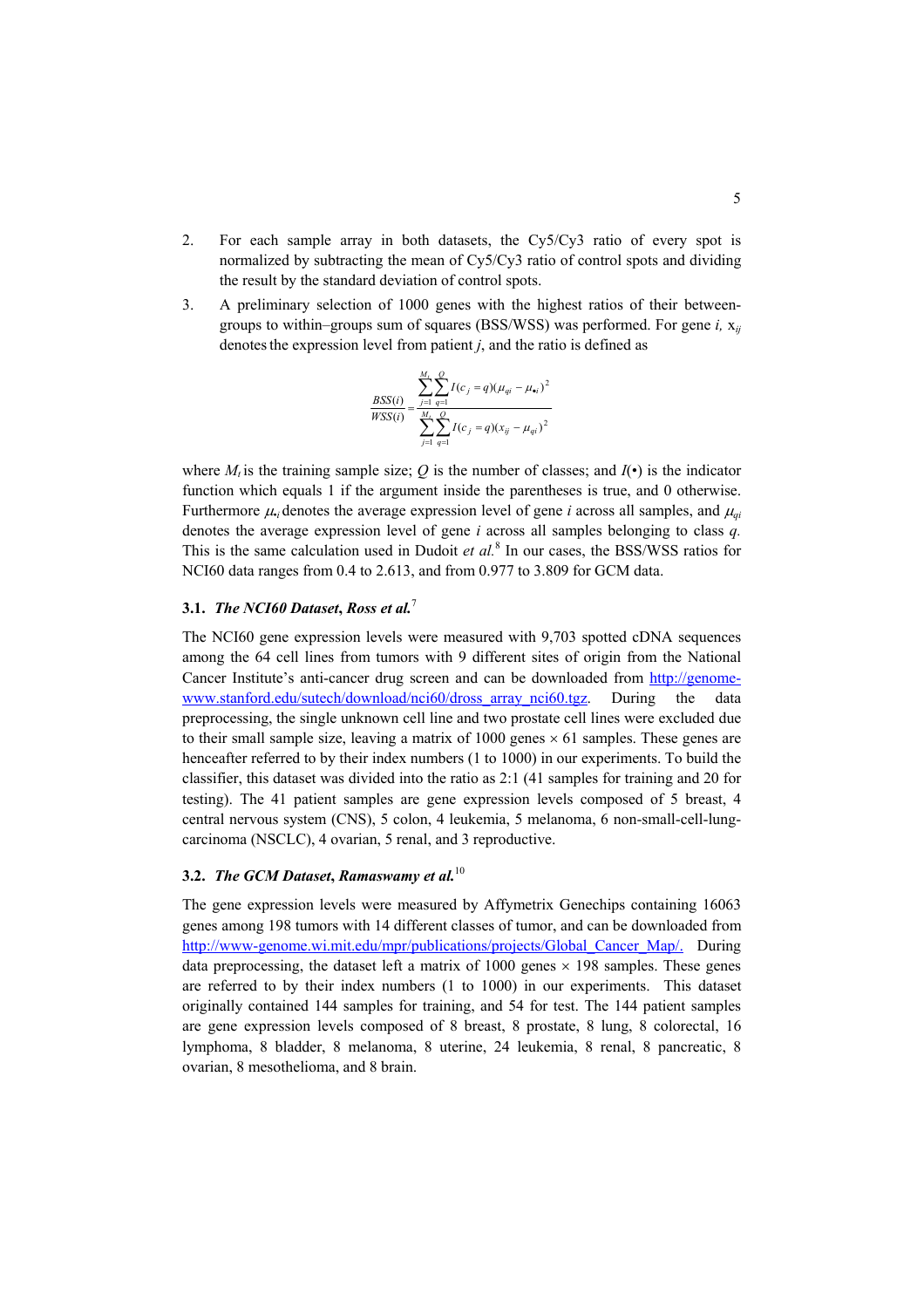2. For each sample array in both datasets, the Cy5/Cy3 ratio of every spot is normalized by subtracting the mean of Cy5/Cy3 ratio of control spots and dividing the result by the standard deviation of control spots.
3. A preliminary selection of 1000 genes with the highest ratios of their between-groups to within–groups sum of squares (BSS/WSS) was performed. For gene $i$, $x_{ij}$ denotes the expression level from patient $j$, and the ratio is defined as

$$\frac{BSS(i)}{WSS(i)} = \frac{\sum_{j=1}^{M_t}\sum_{q=1}^{Q} I(c_j = q)(\mu_{qi} - \mu_{\bullet i})^2}{\sum_{j=1}^{M_t}\sum_{q=1}^{Q} I(c_j = q)(x_{ij} - \mu_{qi})^2}$$

where $M_t$ is the training sample size; $Q$ is the number of classes; and $I(\bullet)$ is the indicator function which equals 1 if the argument inside the parentheses is true, and 0 otherwise. Furthermore $\mu_{\bullet i}$ denotes the average expression level of gene $i$ across all samples, and $\mu_{qi}$ denotes the average expression level of gene $i$ across all samples belonging to class $q$. This is the same calculation used in Dudoit *et al.*[8] In our cases, the BSS/WSS ratios for NCI60 data ranges from 0.4 to 2.613, and from 0.977 to 3.809 for GCM data.

### 3.1. *The NCI60 Dataset, Ross et al.*[7]

The NCI60 gene expression levels were measured with 9,703 spotted cDNA sequences among the 64 cell lines from tumors with 9 different sites of origin from the National Cancer Institute's anti-cancer drug screen and can be downloaded from http://genome-www.stanford.edu/sutech/download/nci60/dross_array_nci60.tgz. During the data preprocessing, the single unknown cell line and two prostate cell lines were excluded due to their small sample size, leaving a matrix of 1000 genes × 61 samples. These genes are henceafter referred to by their index numbers (1 to 1000) in our experiments. To build the classifier, this dataset was divided into the ratio as 2:1 (41 samples for training and 20 for testing). The 41 patient samples are gene expression levels composed of 5 breast, 4 central nervous system (CNS), 5 colon, 4 leukemia, 5 melanoma, 6 non-small-cell-lung-carcinoma (NSCLC), 4 ovarian, 5 renal, and 3 reproductive.

### 3.2. *The GCM Dataset, Ramaswamy et al.*[10]

The gene expression levels were measured by Affymetrix Genechips containing 16063 genes among 198 tumors with 14 different classes of tumor, and can be downloaded from http://www-genome.wi.mit.edu/mpr/publications/projects/Global_Cancer_Map/. During data preprocessing, the dataset left a matrix of 1000 genes × 198 samples. These genes are referred to by their index numbers (1 to 1000) in our experiments. This dataset originally contained 144 samples for training, and 54 for test. The 144 patient samples are gene expression levels composed of 8 breast, 8 prostate, 8 lung, 8 colorectal, 16 lymphoma, 8 bladder, 8 melanoma, 8 uterine, 24 leukemia, 8 renal, 8 pancreatic, 8 ovarian, 8 mesothelioma, and 8 brain.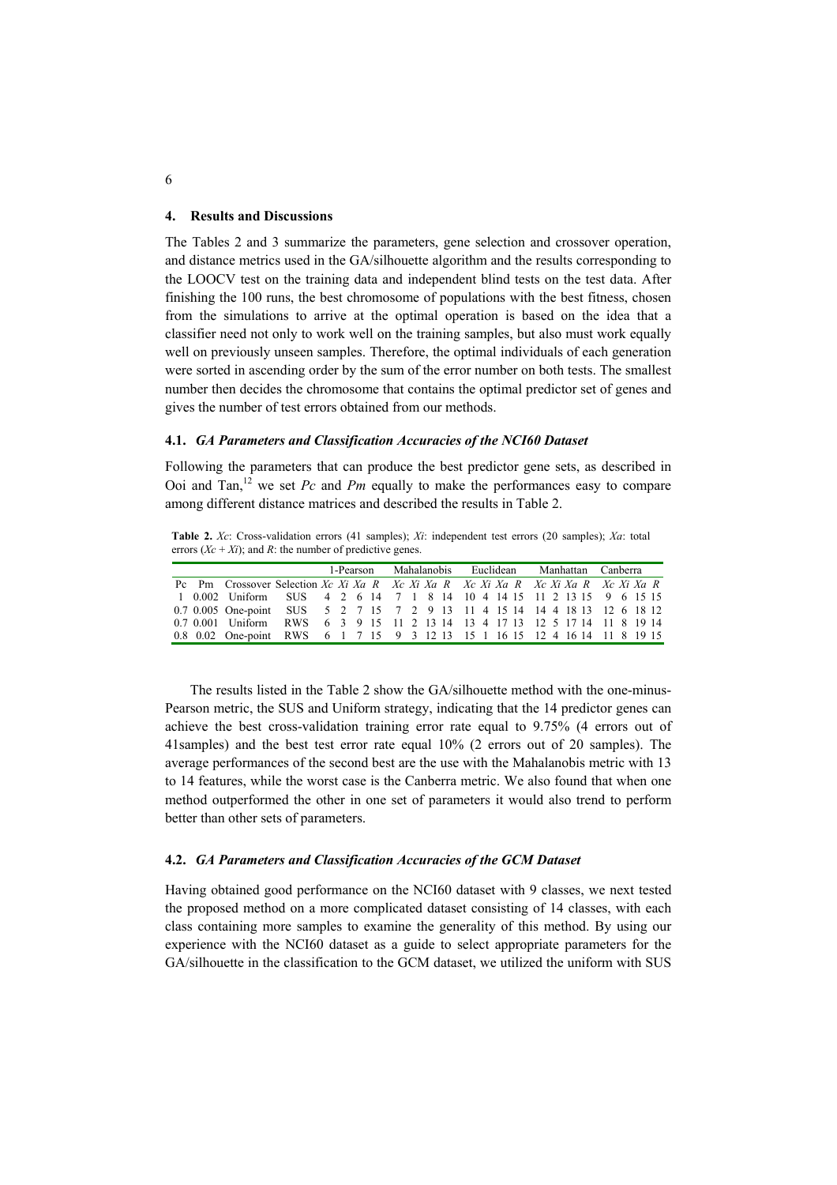## 4. Results and Discussions

The Tables 2 and 3 summarize the parameters, gene selection and crossover operation, and distance metrics used in the GA/silhouette algorithm and the results corresponding to the LOOCV test on the training data and independent blind tests on the test data. After finishing the 100 runs, the best chromosome of populations with the best fitness, chosen from the simulations to arrive at the optimal operation is based on the idea that a classifier need not only to work well on the training samples, but also must work equally well on previously unseen samples. Therefore, the optimal individuals of each generation were sorted in ascending order by the sum of the error number on both tests. The smallest number then decides the chromosome that contains the optimal predictor set of genes and gives the number of test errors obtained from our methods.

### 4.1. *GA Parameters and Classification Accuracies of the NCI60 Dataset*

Following the parameters that can produce the best predictor gene sets, as described in Ooi and Tan,[12] we set *Pc* and *Pm* equally to make the performances easy to compare among different distance matrices and described the results in Table 2.

**Table 2.** *Xc*: Cross-validation errors (41 samples); *Xi*: independent test errors (20 samples); *Xa*: total errors (*Xc* + *Xi*); and *R*: the number of predictive genes.

| | | | | 1-Pearson | | | | Mahalanobis | | | | Euclidean | | | | Manhattan | | | | Canberra | | | |
|---|---|---|---|---|---|---|---|---|---|---|---|---|---|---|---|---|---|---|---|---|---|---|---|
| Pc | Pm | Crossover | Selection | *Xc* | *Xi* | *Xa* | *R* | *Xc* | *Xi* | *Xa* | *R* | *Xc* | *Xi* | *Xa* | *R* | *Xc* | *Xi* | *Xa* | *R* | *Xc* | *Xi* | *Xa* | *R* |
| 1 | 0.002 | Uniform | SUS | 4 | 2 | 6 | 14 | 7 | 1 | 8 | 14 | 10 | 4 | 14 | 15 | 11 | 2 | 13 | 15 | 9 | 6 | 15 | 15 |
| 0.7 | 0.005 | One-point | SUS | 5 | 2 | 7 | 15 | 7 | 2 | 9 | 13 | 11 | 4 | 15 | 14 | 14 | 4 | 18 | 13 | 12 | 6 | 18 | 12 |
| 0.7 | 0.001 | Uniform | RWS | 6 | 3 | 9 | 15 | 11 | 2 | 13 | 14 | 13 | 4 | 17 | 13 | 12 | 5 | 17 | 14 | 11 | 8 | 19 | 14 |
| 0.8 | 0.02 | One-point | RWS | 6 | 1 | 7 | 15 | 9 | 3 | 12 | 13 | 15 | 1 | 16 | 15 | 12 | 4 | 16 | 14 | 11 | 8 | 19 | 15 |

The results listed in the Table 2 show the GA/silhouette method with the one-minus-Pearson metric, the SUS and Uniform strategy, indicating that the 14 predictor genes can achieve the best cross-validation training error rate equal to 9.75% (4 errors out of 41samples) and the best test error rate equal 10% (2 errors out of 20 samples). The average performances of the second best are the use with the Mahalanobis metric with 13 to 14 features, while the worst case is the Canberra metric. We also found that when one method outperformed the other in one set of parameters it would also trend to perform better than other sets of parameters.

### 4.2. *GA Parameters and Classification Accuracies of the GCM Dataset*

Having obtained good performance on the NCI60 dataset with 9 classes, we next tested the proposed method on a more complicated dataset consisting of 14 classes, with each class containing more samples to examine the generality of this method. By using our experience with the NCI60 dataset as a guide to select appropriate parameters for the GA/silhouette in the classification to the GCM dataset, we utilized the uniform with SUS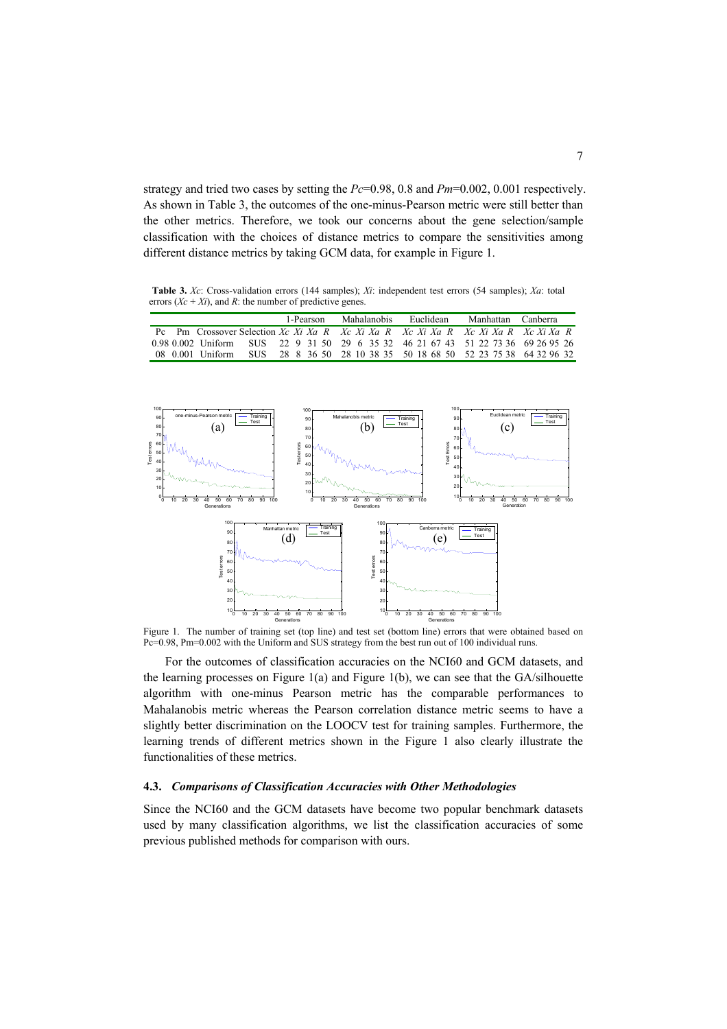strategy and tried two cases by setting the $Pc$=0.98, 0.8 and $Pm$=0.002, 0.001 respectively. As shown in Table 3, the outcomes of the one-minus-Pearson metric were still better than the other metrics. Therefore, we took our concerns about the gene selection/sample classification with the choices of distance metrics to compare the sensitivities among different distance metrics by taking GCM data, for example in Figure 1.

**Table 3.** *Xc*: Cross-validation errors (144 samples); *Xi*: independent test errors (54 samples); *Xa*: total errors (*Xc* + *Xi*), and *R*: the number of predictive genes.

| | | | | 1-Pearson | | | | Mahalanobis | | | | Euclidean | | | | Manhattan | | | | Canberra | | | |
|---|---|---|---|---|---|---|---|---|---|---|---|---|---|---|---|---|---|---|---|---|---|---|---|
| Pc | Pm | Crossover | Selection | *Xc* | *Xi* | *Xa* | *R* | *Xc* | *Xi* | *Xa* | *R* | *Xc* | *Xi* | *Xa* | *R* | *Xc* | *Xi* | *Xa* | *R* | *Xc* | *Xi* | *Xa* | *R* |
| 0.98 | 0.002 | Uniform | SUS | 22 | 9 | 31 | 50 | 29 | 6 | 35 | 32 | 46 | 21 | 67 | 43 | 51 | 22 | 73 | 36 | 69 | 26 | 95 | 26 |
| 08 | 0.001 | Uniform | SUS | 28 | 8 | 36 | 50 | 28 | 10 | 38 | 35 | 50 | 18 | 68 | 50 | 52 | 23 | 75 | 38 | 64 | 32 | 96 | 32 |

Figure 1. The number of training set (top line) and test set (bottom line) errors that were obtained based on Pc=0.98, Pm=0.002 with the Uniform and SUS strategy from the best run out of 100 individual runs.

For the outcomes of classification accuracies on the NCI60 and GCM datasets, and the learning processes on Figure 1(a) and Figure 1(b), we can see that the GA/silhouette algorithm with one-minus Pearson metric has the comparable performances to Mahalanobis metric whereas the Pearson correlation distance metric seems to have a slightly better discrimination on the LOOCV test for training samples. Furthermore, the learning trends of different metrics shown in the Figure 1 also clearly illustrate the functionalities of these metrics.

### 4.3. *Comparisons of Classification Accuracies with Other Methodologies*

Since the NCI60 and the GCM datasets have become two popular benchmark datasets used by many classification algorithms, we list the classification accuracies of some previous published methods for comparison with ours.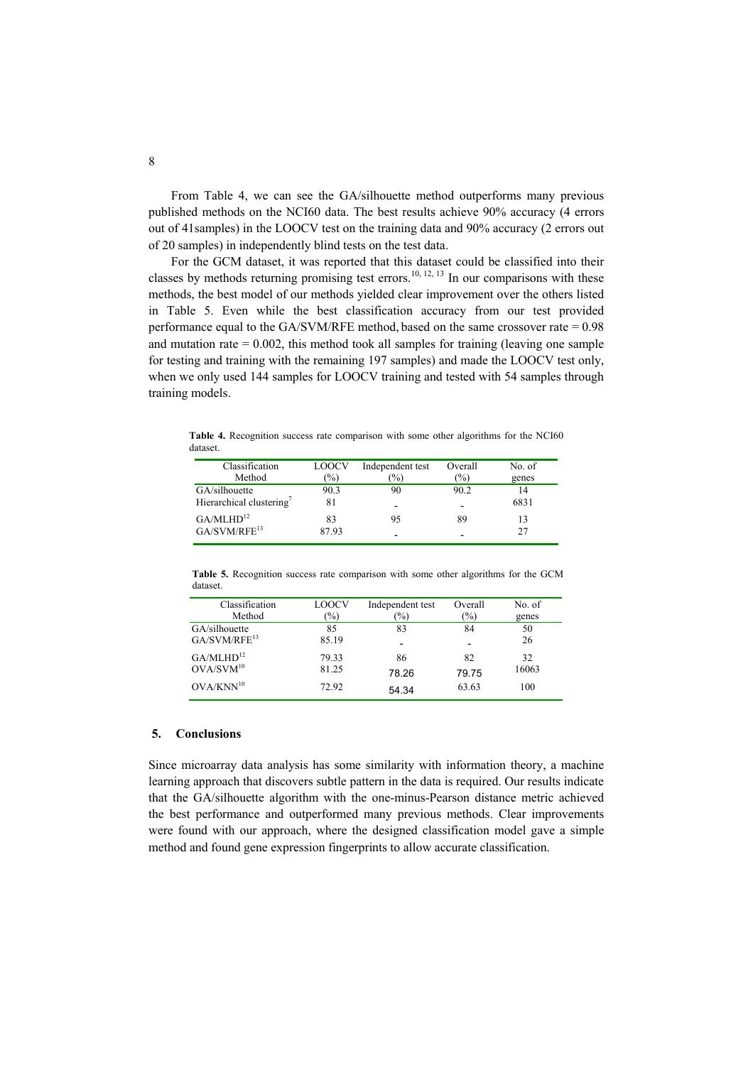From Table 4, we can see the GA/silhouette method outperforms many previous published methods on the NCI60 data. The best results achieve 90% accuracy (4 errors out of 41samples) in the LOOCV test on the training data and 90% accuracy (2 errors out of 20 samples) in independently blind tests on the test data.

For the GCM dataset, it was reported that this dataset could be classified into their classes by methods returning promising test errors.[10, 12, 13] In our comparisons with these methods, the best model of our methods yielded clear improvement over the others listed in Table 5. Even while the best classification accuracy from our test provided performance equal to the GA/SVM/RFE method, based on the same crossover rate = 0.98 and mutation rate = 0.002, this method took all samples for training (leaving one sample for testing and training with the remaining 197 samples) and made the LOOCV test only, when we only used 144 samples for LOOCV training and tested with 54 samples through training models.

**Table 4.** Recognition success rate comparison with some other algorithms for the NCI60 dataset.

| Classification Method | LOOCV (%) | Independent test (%) | Overall (%) | No. of genes |
|---|---|---|---|---|
| GA/silhouette | 90.3 | 90 | 90.2 | 14 |
| Hierarchical clustering[7] | 81 | - | - | 6831 |
| GA/MLHD[12] | 83 | 95 | 89 | 13 |
| GA/SVM/RFE[13] | 87.93 | - | - | 27 |

**Table 5.** Recognition success rate comparison with some other algorithms for the GCM dataset.

| Classification Method | LOOCV (%) | Independent test (%) | Overall (%) | No. of genes |
|---|---|---|---|---|
| GA/silhouette | 85 | 83 | 84 | 50 |
| GA/SVM/RFE[13] | 85.19 | - | - | 26 |
| GA/MLHD[12] | 79.33 | 86 | 82 | 32 |
| OVA/SVM[10] | 81.25 | 78.26 | 79.75 | 16063 |
| OVA/KNN[10] | 72.92 | 54.34 | 63.63 | 100 |

## 5. Conclusions

Since microarray data analysis has some similarity with information theory, a machine learning approach that discovers subtle pattern in the data is required. Our results indicate that the GA/silhouette algorithm with the one-minus-Pearson distance metric achieved the best performance and outperformed many previous methods. Clear improvements were found with our approach, where the designed classification model gave a simple method and found gene expression fingerprints to allow accurate classification.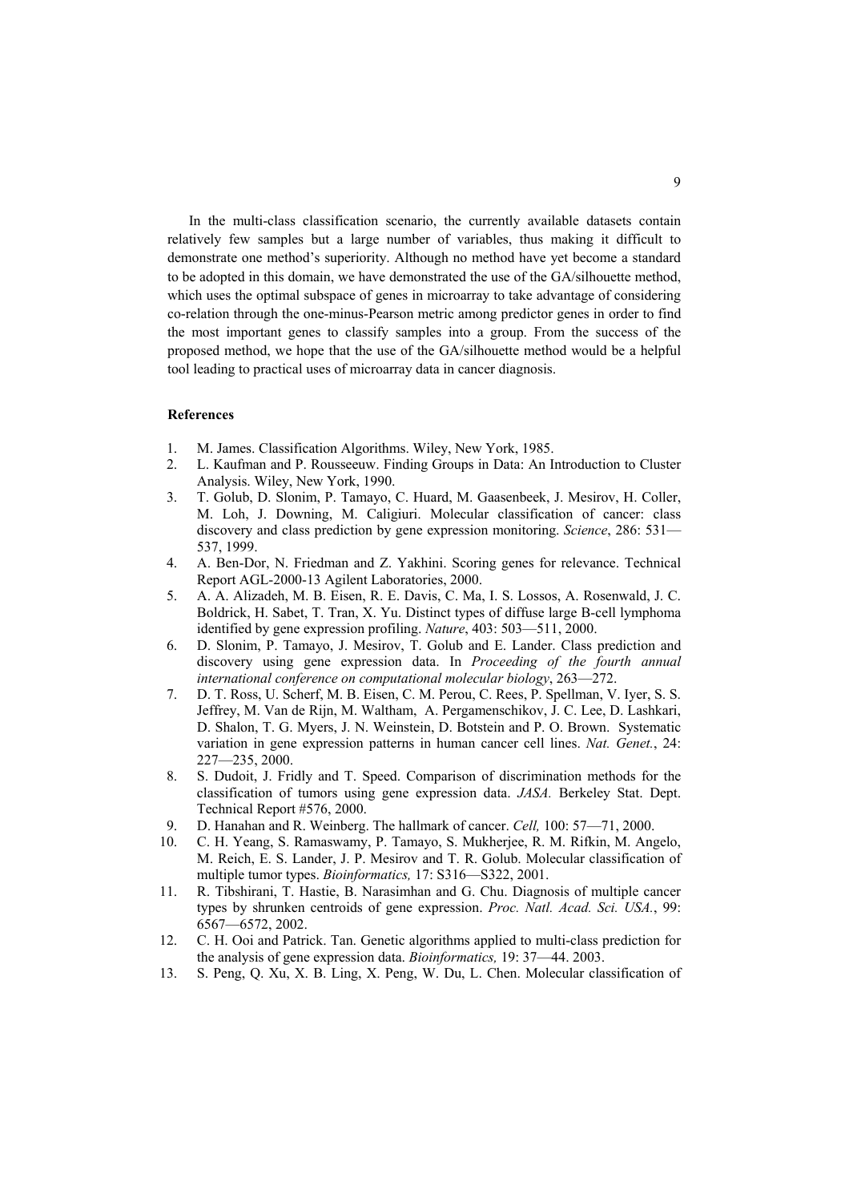In the multi-class classification scenario, the currently available datasets contain relatively few samples but a large number of variables, thus making it difficult to demonstrate one method's superiority. Although no method have yet become a standard to be adopted in this domain, we have demonstrated the use of the GA/silhouette method, which uses the optimal subspace of genes in microarray to take advantage of considering co-relation through the one-minus-Pearson metric among predictor genes in order to find the most important genes to classify samples into a group. From the success of the proposed method, we hope that the use of the GA/silhouette method would be a helpful tool leading to practical uses of microarray data in cancer diagnosis.

**References**

1. M. James. Classification Algorithms. Wiley, New York, 1985.
2. L. Kaufman and P. Rousseeuw. Finding Groups in Data: An Introduction to Cluster Analysis. Wiley, New York, 1990.
3. T. Golub, D. Slonim, P. Tamayo, C. Huard, M. Gaasenbeek, J. Mesirov, H. Coller, M. Loh, J. Downing, M. Caligiuri. Molecular classification of cancer: class discovery and class prediction by gene expression monitoring. *Science*, 286: 531—537, 1999.
4. A. Ben-Dor, N. Friedman and Z. Yakhini. Scoring genes for relevance. Technical Report AGL-2000-13 Agilent Laboratories, 2000.
5. A. A. Alizadeh, M. B. Eisen, R. E. Davis, C. Ma, I. S. Lossos, A. Rosenwald, J. C. Boldrick, H. Sabet, T. Tran, X. Yu. Distinct types of diffuse large B-cell lymphoma identified by gene expression profiling. *Nature*, 403: 503—511, 2000.
6. D. Slonim, P. Tamayo, J. Mesirov, T. Golub and E. Lander. Class prediction and discovery using gene expression data. In *Proceeding of the fourth annual international conference on computational molecular biology*, 263—272.
7. D. T. Ross, U. Scherf, M. B. Eisen, C. M. Perou, C. Rees, P. Spellman, V. Iyer, S. S. Jeffrey, M. Van de Rijn, M. Waltham, A. Pergamenschikov, J. C. Lee, D. Lashkari, D. Shalon, T. G. Myers, J. N. Weinstein, D. Botstein and P. O. Brown. Systematic variation in gene expression patterns in human cancer cell lines. *Nat. Genet.*, 24: 227—235, 2000.
8. S. Dudoit, J. Fridly and T. Speed. Comparison of discrimination methods for the classification of tumors using gene expression data. *JASA.* Berkeley Stat. Dept. Technical Report #576, 2000.
9. D. Hanahan and R. Weinberg. The hallmark of cancer. *Cell,* 100: 57—71, 2000.
10. C. H. Yeang, S. Ramaswamy, P. Tamayo, S. Mukherjee, R. M. Rifkin, M. Angelo, M. Reich, E. S. Lander, J. P. Mesirov and T. R. Golub. Molecular classification of multiple tumor types. *Bioinformatics,* 17: S316—S322, 2001.
11. R. Tibshirani, T. Hastie, B. Narasimhan and G. Chu. Diagnosis of multiple cancer types by shrunken centroids of gene expression. *Proc. Natl. Acad. Sci. USA.*, 99: 6567—6572, 2002.
12. C. H. Ooi and Patrick. Tan. Genetic algorithms applied to multi-class prediction for the analysis of gene expression data. *Bioinformatics,* 19: 37—44. 2003.
13. S. Peng, Q. Xu, X. B. Ling, X. Peng, W. Du, L. Chen. Molecular classification of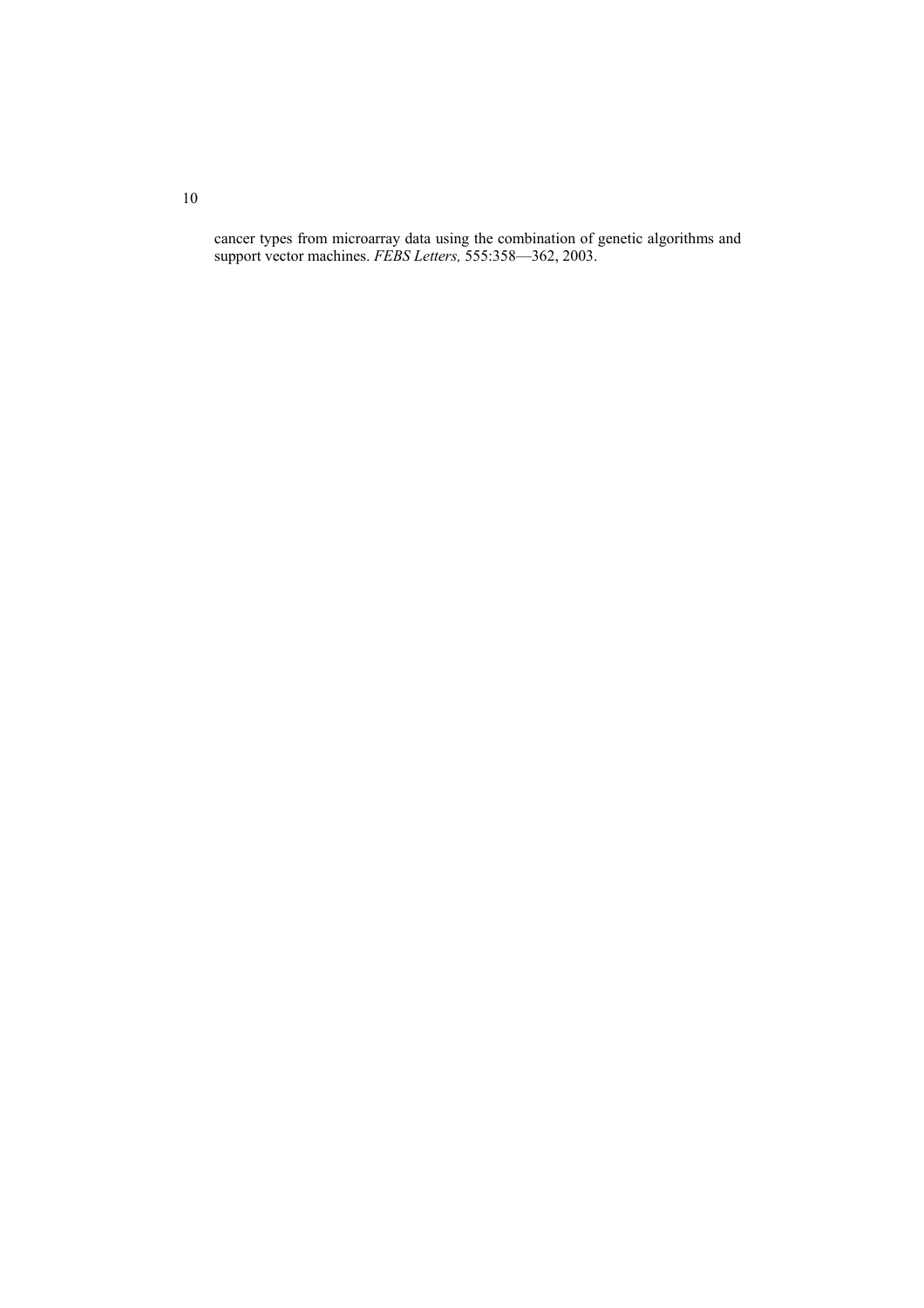cancer types from microarray data using the combination of genetic algorithms and support vector machines. *FEBS Letters,* 555:358—362, 2003.